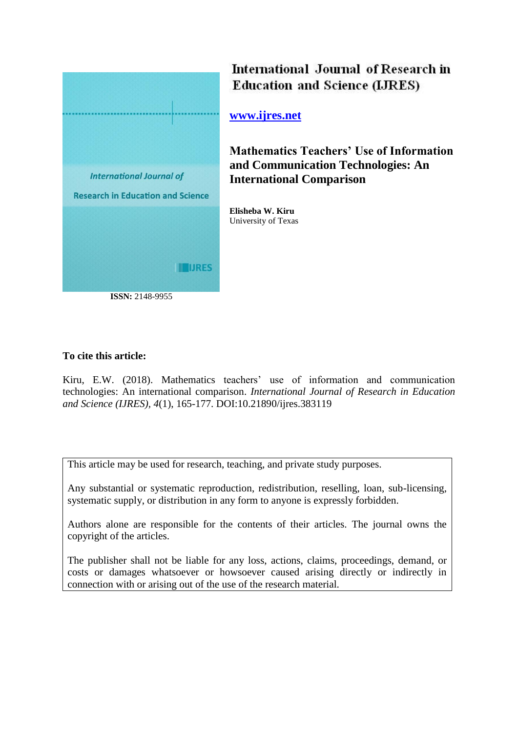# International Journal of Research in Education and Science (IJRES)

**www.ijres.net**

## Mathematics Teachers' Use of Information and Communication Technologies: An International Comparison

**Elisheba W. Kiru**
University of Texas

**ISSN:** 2148-9955

**To cite this article:**

Kiru, E.W. (2018). Mathematics teachers' use of information and communication technologies: An international comparison. *International Journal of Research in Education and Science (IJRES), 4*(1), 165-177. DOI:10.21890/ijres.383119

This article may be used for research, teaching, and private study purposes.

Any substantial or systematic reproduction, redistribution, reselling, loan, sub-licensing, systematic supply, or distribution in any form to anyone is expressly forbidden.

Authors alone are responsible for the contents of their articles. The journal owns the copyright of the articles.

The publisher shall not be liable for any loss, actions, claims, proceedings, demand, or costs or damages whatsoever or howsoever caused arising directly or indirectly in connection with or arising out of the use of the research material.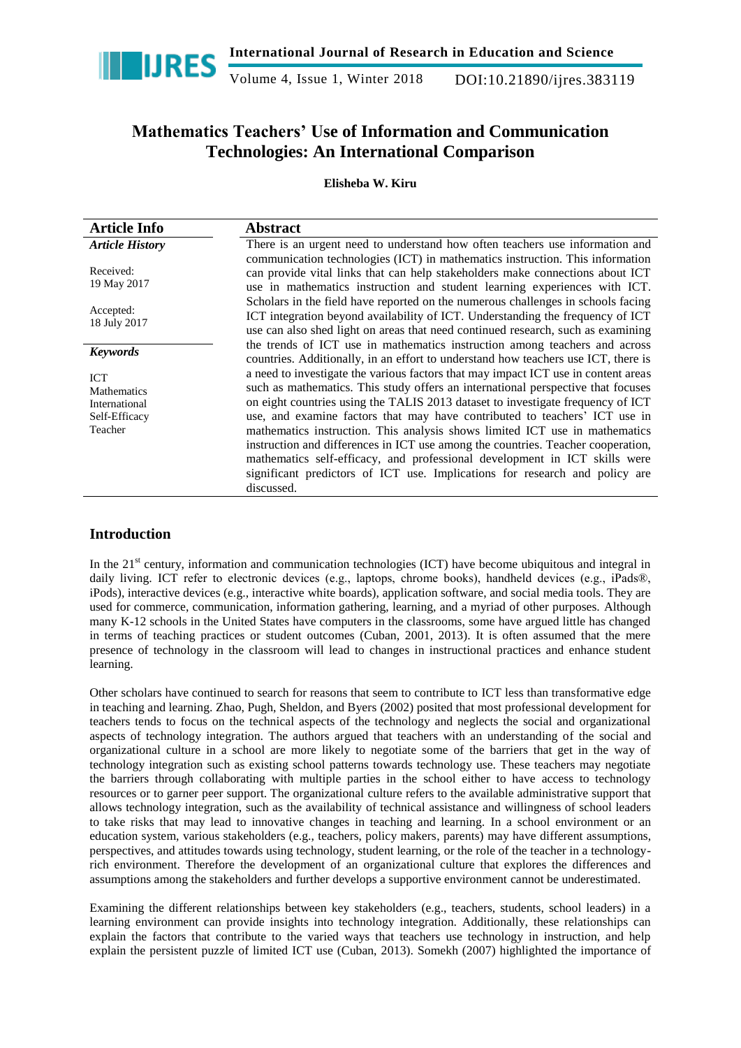# Mathematics Teachers' Use of Information and Communication Technologies: An International Comparison

**Elisheba W. Kiru**

| Article Info | Abstract |
|---|---|
| ***Article History*** | There is an urgent need to understand how often teachers use information and communication technologies (ICT) in mathematics instruction. This information can provide vital links that can help stakeholders make connections about ICT use in mathematics instruction and student learning experiences with ICT. Scholars in the field have reported on the numerous challenges in schools facing ICT integration beyond availability of ICT. Understanding the frequency of ICT use can also shed light on areas that need continued research, such as examining the trends of ICT use in mathematics instruction among teachers and across countries. Additionally, in an effort to understand how teachers use ICT, there is a need to investigate the various factors that may impact ICT use in content areas such as mathematics. This study offers an international perspective that focuses on eight countries using the TALIS 2013 dataset to investigate frequency of ICT use, and examine factors that may have contributed to teachers' ICT use in mathematics instruction. This analysis shows limited ICT use in mathematics instruction and differences in ICT use among the countries. Teacher cooperation, mathematics self-efficacy, and professional development in ICT skills were significant predictors of ICT use. Implications for research and policy are discussed. |
| Received: 19 May 2017 | |
| Accepted: 18 July 2017 | |
| ***Keywords*** | |
| ICT<br>Mathematics<br>International<br>Self-Efficacy<br>Teacher | |

## Introduction

In the 21st century, information and communication technologies (ICT) have become ubiquitous and integral in daily living. ICT refer to electronic devices (e.g., laptops, chrome books), handheld devices (e.g., iPads®, iPods), interactive devices (e.g., interactive white boards), application software, and social media tools. They are used for commerce, communication, information gathering, learning, and a myriad of other purposes. Although many K-12 schools in the United States have computers in the classrooms, some have argued little has changed in terms of teaching practices or student outcomes (Cuban, 2001, 2013). It is often assumed that the mere presence of technology in the classroom will lead to changes in instructional practices and enhance student learning.

Other scholars have continued to search for reasons that seem to contribute to ICT less than transformative edge in teaching and learning. Zhao, Pugh, Sheldon, and Byers (2002) posited that most professional development for teachers tends to focus on the technical aspects of the technology and neglects the social and organizational aspects of technology integration. The authors argued that teachers with an understanding of the social and organizational culture in a school are more likely to negotiate some of the barriers that get in the way of technology integration such as existing school patterns towards technology use. These teachers may negotiate the barriers through collaborating with multiple parties in the school either to have access to technology resources or to garner peer support. The organizational culture refers to the available administrative support that allows technology integration, such as the availability of technical assistance and willingness of school leaders to take risks that may lead to innovative changes in teaching and learning. In a school environment or an education system, various stakeholders (e.g., teachers, policy makers, parents) may have different assumptions, perspectives, and attitudes towards using technology, student learning, or the role of the teacher in a technology-rich environment. Therefore the development of an organizational culture that explores the differences and assumptions among the stakeholders and further develops a supportive environment cannot be underestimated.

Examining the different relationships between key stakeholders (e.g., teachers, students, school leaders) in a learning environment can provide insights into technology integration. Additionally, these relationships can explain the factors that contribute to the varied ways that teachers use technology in instruction, and help explain the persistent puzzle of limited ICT use (Cuban, 2013). Somekh (2007) highlighted the importance of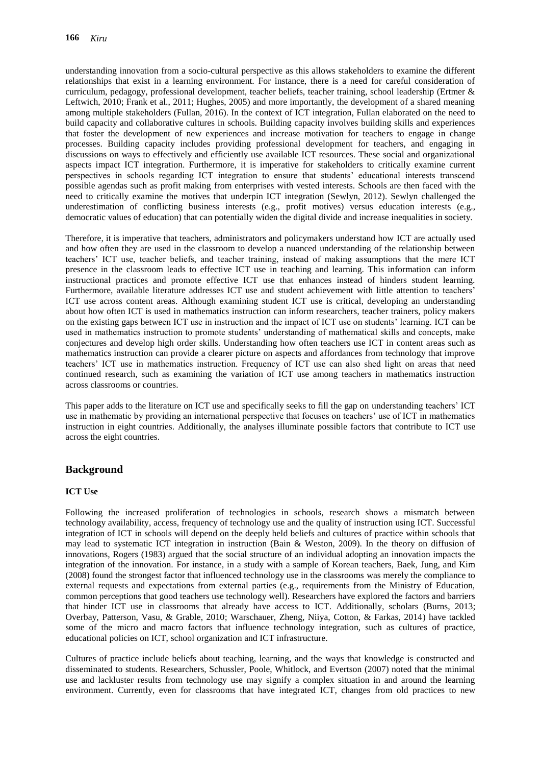understanding innovation from a socio-cultural perspective as this allows stakeholders to examine the different relationships that exist in a learning environment. For instance, there is a need for careful consideration of curriculum, pedagogy, professional development, teacher beliefs, teacher training, school leadership (Ertmer & Leftwich, 2010; Frank et al., 2011; Hughes, 2005) and more importantly, the development of a shared meaning among multiple stakeholders (Fullan, 2016). In the context of ICT integration, Fullan elaborated on the need to build capacity and collaborative cultures in schools. Building capacity involves building skills and experiences that foster the development of new experiences and increase motivation for teachers to engage in change processes. Building capacity includes providing professional development for teachers, and engaging in discussions on ways to effectively and efficiently use available ICT resources. These social and organizational aspects impact ICT integration. Furthermore, it is imperative for stakeholders to critically examine current perspectives in schools regarding ICT integration to ensure that students' educational interests transcend possible agendas such as profit making from enterprises with vested interests. Schools are then faced with the need to critically examine the motives that underpin ICT integration (Sewlyn, 2012). Sewlyn challenged the underestimation of conflicting business interests (e.g., profit motives) versus education interests (e.g., democratic values of education) that can potentially widen the digital divide and increase inequalities in society.

Therefore, it is imperative that teachers, administrators and policymakers understand how ICT are actually used and how often they are used in the classroom to develop a nuanced understanding of the relationship between teachers' ICT use, teacher beliefs, and teacher training, instead of making assumptions that the mere ICT presence in the classroom leads to effective ICT use in teaching and learning. This information can inform instructional practices and promote effective ICT use that enhances instead of hinders student learning. Furthermore, available literature addresses ICT use and student achievement with little attention to teachers' ICT use across content areas. Although examining student ICT use is critical, developing an understanding about how often ICT is used in mathematics instruction can inform researchers, teacher trainers, policy makers on the existing gaps between ICT use in instruction and the impact of ICT use on students' learning. ICT can be used in mathematics instruction to promote students' understanding of mathematical skills and concepts, make conjectures and develop high order skills. Understanding how often teachers use ICT in content areas such as mathematics instruction can provide a clearer picture on aspects and affordances from technology that improve teachers' ICT use in mathematics instruction. Frequency of ICT use can also shed light on areas that need continued research, such as examining the variation of ICT use among teachers in mathematics instruction across classrooms or countries.

This paper adds to the literature on ICT use and specifically seeks to fill the gap on understanding teachers' ICT use in mathematic by providing an international perspective that focuses on teachers' use of ICT in mathematics instruction in eight countries. Additionally, the analyses illuminate possible factors that contribute to ICT use across the eight countries.

## Background

### ICT Use

Following the increased proliferation of technologies in schools, research shows a mismatch between technology availability, access, frequency of technology use and the quality of instruction using ICT. Successful integration of ICT in schools will depend on the deeply held beliefs and cultures of practice within schools that may lead to systematic ICT integration in instruction (Bain & Weston, 2009). In the theory on diffusion of innovations, Rogers (1983) argued that the social structure of an individual adopting an innovation impacts the integration of the innovation. For instance, in a study with a sample of Korean teachers, Baek, Jung, and Kim (2008) found the strongest factor that influenced technology use in the classrooms was merely the compliance to external requests and expectations from external parties (e.g., requirements from the Ministry of Education, common perceptions that good teachers use technology well). Researchers have explored the factors and barriers that hinder ICT use in classrooms that already have access to ICT. Additionally, scholars (Burns, 2013; Overbay, Patterson, Vasu, & Grable, 2010; Warschauer, Zheng, Niiya, Cotton, & Farkas, 2014) have tackled some of the micro and macro factors that influence technology integration, such as cultures of practice, educational policies on ICT, school organization and ICT infrastructure.

Cultures of practice include beliefs about teaching, learning, and the ways that knowledge is constructed and disseminated to students. Researchers, Schussler, Poole, Whitlock, and Evertson (2007) noted that the minimal use and lackluster results from technology use may signify a complex situation in and around the learning environment. Currently, even for classrooms that have integrated ICT, changes from old practices to new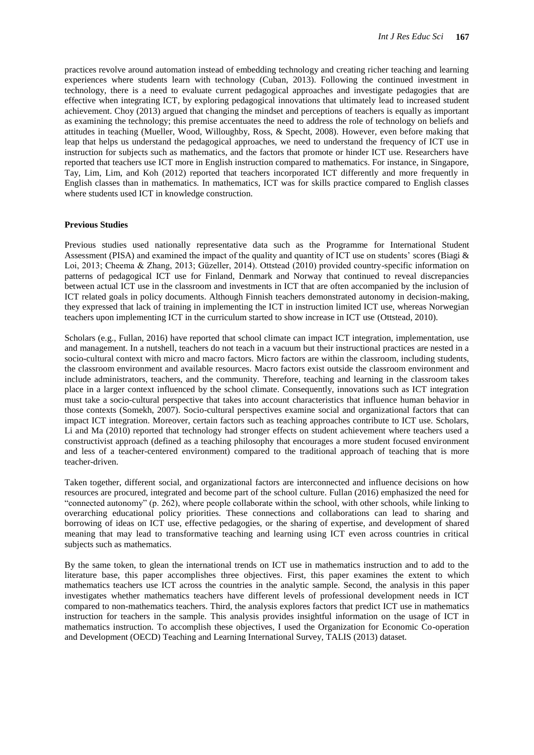practices revolve around automation instead of embedding technology and creating richer teaching and learning experiences where students learn with technology (Cuban, 2013). Following the continued investment in technology, there is a need to evaluate current pedagogical approaches and investigate pedagogies that are effective when integrating ICT, by exploring pedagogical innovations that ultimately lead to increased student achievement. Choy (2013) argued that changing the mindset and perceptions of teachers is equally as important as examining the technology; this premise accentuates the need to address the role of technology on beliefs and attitudes in teaching (Mueller, Wood, Willoughby, Ross, & Specht, 2008). However, even before making that leap that helps us understand the pedagogical approaches, we need to understand the frequency of ICT use in instruction for subjects such as mathematics, and the factors that promote or hinder ICT use. Researchers have reported that teachers use ICT more in English instruction compared to mathematics. For instance, in Singapore, Tay, Lim, Lim, and Koh (2012) reported that teachers incorporated ICT differently and more frequently in English classes than in mathematics. In mathematics, ICT was for skills practice compared to English classes where students used ICT in knowledge construction.

### Previous Studies

Previous studies used nationally representative data such as the Programme for International Student Assessment (PISA) and examined the impact of the quality and quantity of ICT use on students' scores (Biagi & Loi, 2013; Cheema & Zhang, 2013; Güzeller, 2014). Ottstead (2010) provided country-specific information on patterns of pedagogical ICT use for Finland, Denmark and Norway that continued to reveal discrepancies between actual ICT use in the classroom and investments in ICT that are often accompanied by the inclusion of ICT related goals in policy documents. Although Finnish teachers demonstrated autonomy in decision-making, they expressed that lack of training in implementing the ICT in instruction limited ICT use, whereas Norwegian teachers upon implementing ICT in the curriculum started to show increase in ICT use (Ottstead, 2010).

Scholars (e.g., Fullan, 2016) have reported that school climate can impact ICT integration, implementation, use and management. In a nutshell, teachers do not teach in a vacuum but their instructional practices are nested in a socio-cultural context with micro and macro factors. Micro factors are within the classroom, including students, the classroom environment and available resources. Macro factors exist outside the classroom environment and include administrators, teachers, and the community. Therefore, teaching and learning in the classroom takes place in a larger context influenced by the school climate. Consequently, innovations such as ICT integration must take a socio-cultural perspective that takes into account characteristics that influence human behavior in those contexts (Somekh, 2007). Socio-cultural perspectives examine social and organizational factors that can impact ICT integration. Moreover, certain factors such as teaching approaches contribute to ICT use. Scholars, Li and Ma (2010) reported that technology had stronger effects on student achievement where teachers used a constructivist approach (defined as a teaching philosophy that encourages a more student focused environment and less of a teacher-centered environment) compared to the traditional approach of teaching that is more teacher-driven.

Taken together, different social, and organizational factors are interconnected and influence decisions on how resources are procured, integrated and become part of the school culture. Fullan (2016) emphasized the need for "connected autonomy" (p. 262), where people collaborate within the school, with other schools, while linking to overarching educational policy priorities. These connections and collaborations can lead to sharing and borrowing of ideas on ICT use, effective pedagogies, or the sharing of expertise, and development of shared meaning that may lead to transformative teaching and learning using ICT even across countries in critical subjects such as mathematics.

By the same token, to glean the international trends on ICT use in mathematics instruction and to add to the literature base, this paper accomplishes three objectives. First, this paper examines the extent to which mathematics teachers use ICT across the countries in the analytic sample. Second, the analysis in this paper investigates whether mathematics teachers have different levels of professional development needs in ICT compared to non-mathematics teachers. Third, the analysis explores factors that predict ICT use in mathematics instruction for teachers in the sample. This analysis provides insightful information on the usage of ICT in mathematics instruction. To accomplish these objectives, I used the Organization for Economic Co-operation and Development (OECD) Teaching and Learning International Survey, TALIS (2013) dataset.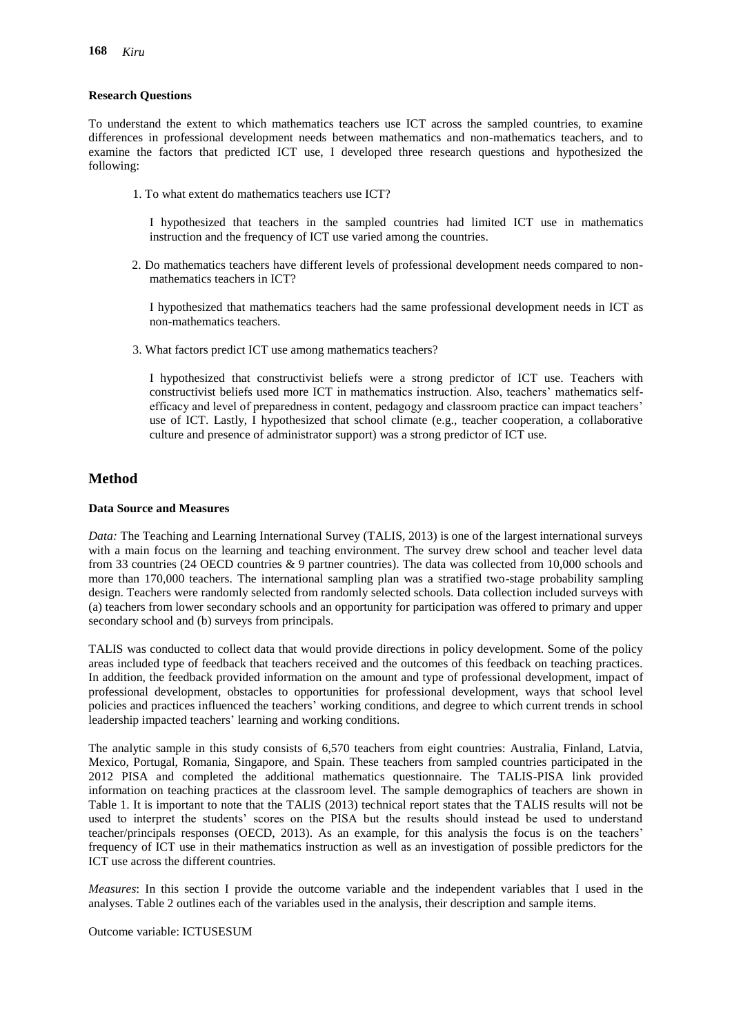### Research Questions

To understand the extent to which mathematics teachers use ICT across the sampled countries, to examine differences in professional development needs between mathematics and non-mathematics teachers, and to examine the factors that predicted ICT use, I developed three research questions and hypothesized the following:

1. To what extent do mathematics teachers use ICT?

   I hypothesized that teachers in the sampled countries had limited ICT use in mathematics instruction and the frequency of ICT use varied among the countries.

2. Do mathematics teachers have different levels of professional development needs compared to non-mathematics teachers in ICT?

   I hypothesized that mathematics teachers had the same professional development needs in ICT as non-mathematics teachers.

3. What factors predict ICT use among mathematics teachers?

   I hypothesized that constructivist beliefs were a strong predictor of ICT use. Teachers with constructivist beliefs used more ICT in mathematics instruction. Also, teachers' mathematics self-efficacy and level of preparedness in content, pedagogy and classroom practice can impact teachers' use of ICT. Lastly, I hypothesized that school climate (e.g., teacher cooperation, a collaborative culture and presence of administrator support) was a strong predictor of ICT use.

## Method

### Data Source and Measures

*Data:* The Teaching and Learning International Survey (TALIS, 2013) is one of the largest international surveys with a main focus on the learning and teaching environment. The survey drew school and teacher level data from 33 countries (24 OECD countries & 9 partner countries). The data was collected from 10,000 schools and more than 170,000 teachers. The international sampling plan was a stratified two-stage probability sampling design. Teachers were randomly selected from randomly selected schools. Data collection included surveys with (a) teachers from lower secondary schools and an opportunity for participation was offered to primary and upper secondary school and (b) surveys from principals.

TALIS was conducted to collect data that would provide directions in policy development. Some of the policy areas included type of feedback that teachers received and the outcomes of this feedback on teaching practices. In addition, the feedback provided information on the amount and type of professional development, impact of professional development, obstacles to opportunities for professional development, ways that school level policies and practices influenced the teachers' working conditions, and degree to which current trends in school leadership impacted teachers' learning and working conditions.

The analytic sample in this study consists of 6,570 teachers from eight countries: Australia, Finland, Latvia, Mexico, Portugal, Romania, Singapore, and Spain. These teachers from sampled countries participated in the 2012 PISA and completed the additional mathematics questionnaire. The TALIS-PISA link provided information on teaching practices at the classroom level. The sample demographics of teachers are shown in Table 1. It is important to note that the TALIS (2013) technical report states that the TALIS results will not be used to interpret the students' scores on the PISA but the results should instead be used to understand teacher/principals responses (OECD, 2013). As an example, for this analysis the focus is on the teachers' frequency of ICT use in their mathematics instruction as well as an investigation of possible predictors for the ICT use across the different countries.

*Measures*: In this section I provide the outcome variable and the independent variables that I used in the analyses. Table 2 outlines each of the variables used in the analysis, their description and sample items.

Outcome variable: ICTUSESUM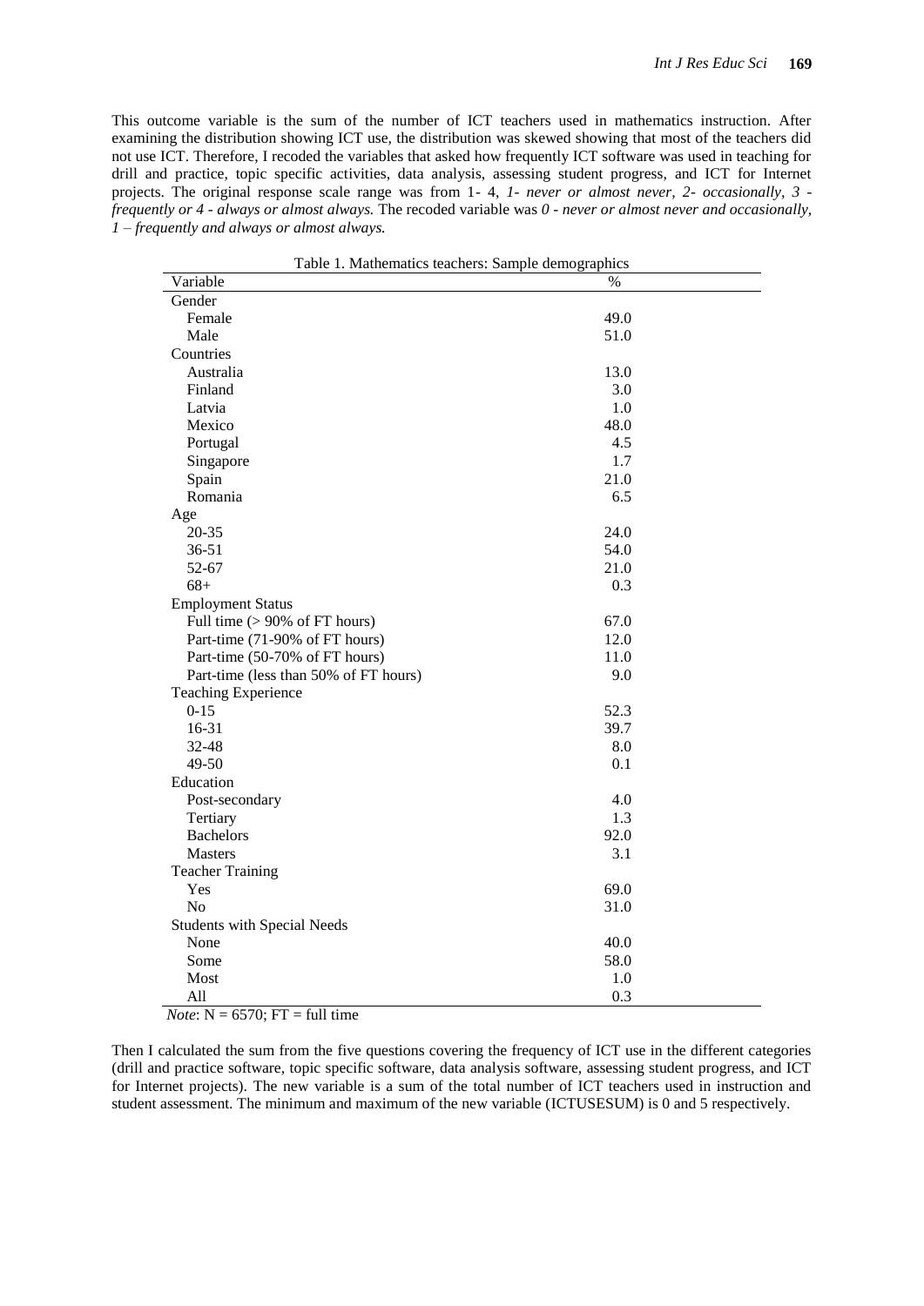This outcome variable is the sum of the number of ICT teachers used in mathematics instruction. After examining the distribution showing ICT use, the distribution was skewed showing that most of the teachers did not use ICT. Therefore, I recoded the variables that asked how frequently ICT software was used in teaching for drill and practice, topic specific activities, data analysis, assessing student progress, and ICT for Internet projects. The original response scale range was from 1- 4, *1- never or almost never, 2- occasionally, 3 - frequently or 4 - always or almost always.* The recoded variable was *0 - never or almost never and occasionally, 1 – frequently and always or almost always.*

Table 1. Mathematics teachers: Sample demographics

| Variable | % |
|---|---|
| Gender | |
| Female | 49.0 |
| Male | 51.0 |
| Countries | |
| Australia | 13.0 |
| Finland | 3.0 |
| Latvia | 1.0 |
| Mexico | 48.0 |
| Portugal | 4.5 |
| Singapore | 1.7 |
| Spain | 21.0 |
| Romania | 6.5 |
| Age | |
| 20-35 | 24.0 |
| 36-51 | 54.0 |
| 52-67 | 21.0 |
| 68+ | 0.3 |
| Employment Status | |
| Full time (> 90% of FT hours) | 67.0 |
| Part-time (71-90% of FT hours) | 12.0 |
| Part-time (50-70% of FT hours) | 11.0 |
| Part-time (less than 50% of FT hours) | 9.0 |
| Teaching Experience | |
| 0-15 | 52.3 |
| 16-31 | 39.7 |
| 32-48 | 8.0 |
| 49-50 | 0.1 |
| Education | |
| Post-secondary | 4.0 |
| Tertiary | 1.3 |
| Bachelors | 92.0 |
| Masters | 3.1 |
| Teacher Training | |
| Yes | 69.0 |
| No | 31.0 |
| Students with Special Needs | |
| None | 40.0 |
| Some | 58.0 |
| Most | 1.0 |
| All | 0.3 |

*Note*: N = 6570; FT = full time

Then I calculated the sum from the five questions covering the frequency of ICT use in the different categories (drill and practice software, topic specific software, data analysis software, assessing student progress, and ICT for Internet projects). The new variable is a sum of the total number of ICT teachers used in instruction and student assessment. The minimum and maximum of the new variable (ICTUSESUM) is 0 and 5 respectively.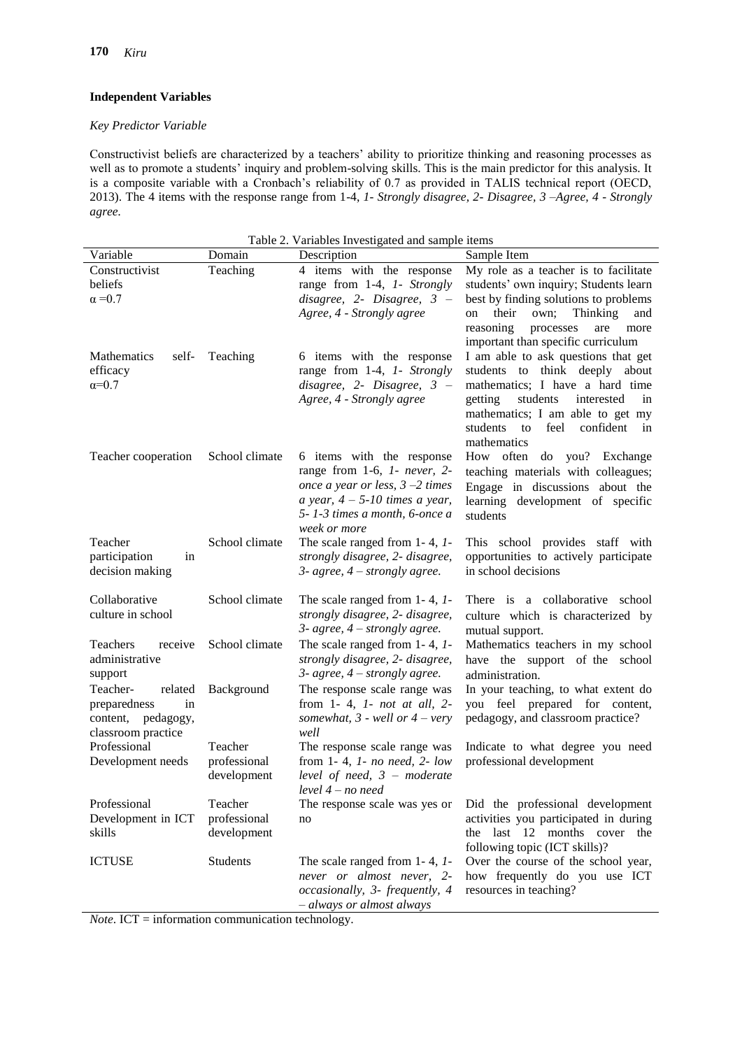## Independent Variables

### *Key Predictor Variable*

Constructivist beliefs are characterized by a teachers' ability to prioritize thinking and reasoning processes as well as to promote a students' inquiry and problem-solving skills. This is the main predictor for this analysis. It is a composite variable with a Cronbach's reliability of 0.7 as provided in TALIS technical report (OECD, 2013). The 4 items with the response range from 1-4, *1- Strongly disagree, 2- Disagree, 3 –Agree, 4 - Strongly agree.*

Table 2. Variables Investigated and sample items

| Variable | Domain | Description | Sample Item |
|---|---|---|---|
| Constructivist beliefs $\alpha = 0.7$ | Teaching | 4 items with the response range from 1-4, *1- Strongly disagree, 2- Disagree, 3 – Agree, 4 - Strongly agree* | My role as a teacher is to facilitate students' own inquiry; Students learn best by finding solutions to problems on their own; Thinking and reasoning processes are more important than specific curriculum |
| Mathematics self-efficacy $\alpha = 0.7$ | Teaching | 6 items with the response range from 1-4, *1- Strongly disagree, 2- Disagree, 3 – Agree, 4 - Strongly agree* | I am able to ask questions that get students to think deeply about mathematics; I have a hard time getting students interested in mathematics; I am able to get my students to feel confident in mathematics |
| Teacher cooperation | School climate | 6 items with the response range from 1-6, *1- never, 2- once a year or less, 3 –2 times a year, 4 – 5-10 times a year, 5- 1-3 times a month, 6-once a week or more* | How often do you? Exchange teaching materials with colleagues; Engage in discussions about the learning development of specific students |
| Teacher participation in decision making | School climate | The scale ranged from 1- 4, *1- strongly disagree, 2- disagree, 3- agree, 4 – strongly agree.* | This school provides staff with opportunities to actively participate in school decisions |
| Collaborative culture in school | School climate | The scale ranged from 1- 4, *1- strongly disagree, 2- disagree, 3- agree, 4 – strongly agree.* | There is a collaborative school culture which is characterized by mutual support. |
| Teachers receive administrative support | School climate | The scale ranged from 1- 4, *1- strongly disagree, 2- disagree, 3- agree, 4 – strongly agree.* | Mathematics teachers in my school have the support of the school administration. |
| Teacher- related preparedness in content, pedagogy, classroom practice | Background | The response scale range was from 1- 4, *1- not at all, 2- somewhat, 3 - well or 4 – very well* | In your teaching, to what extent do you feel prepared for content, pedagogy, and classroom practice? |
| Professional Development needs | Teacher professional development | The response scale range was from 1- 4, *1- no need, 2- low level of need, 3 – moderate level 4 – no need* | Indicate to what degree you need professional development |
| Professional Development in ICT skills | Teacher professional development | The response scale was yes or no | Did the professional development activities you participated in during the last 12 months cover the following topic (ICT skills)? |
| ICTUSE | Students | The scale ranged from 1- 4, *1- never or almost never, 2- occasionally, 3- frequently, 4 – always or almost always* | Over the course of the school year, how frequently do you use ICT resources in teaching? |

*Note*. ICT = information communication technology.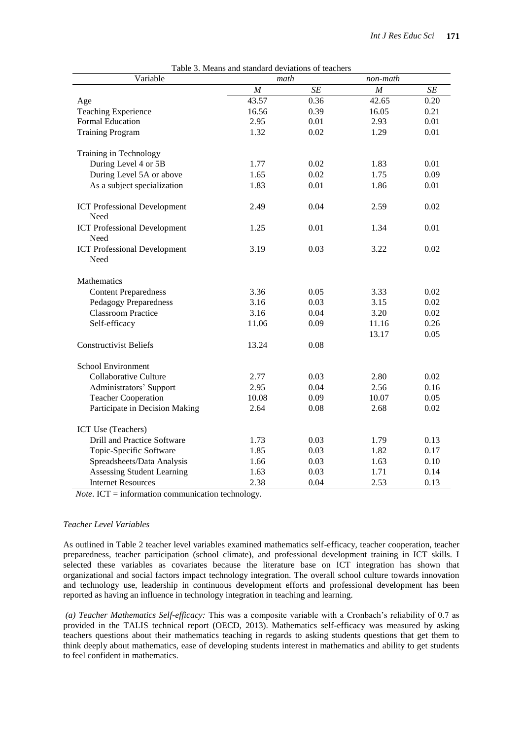Table 3. Means and standard deviations of teachers

| Variable | *math* | | *non-math* | |
|---|---|---|---|---|
| | *M* | *SE* | *M* | *SE* |
| Age | 43.57 | 0.36 | 42.65 | 0.20 |
| Teaching Experience | 16.56 | 0.39 | 16.05 | 0.21 |
| Formal Education | 2.95 | 0.01 | 2.93 | 0.01 |
| Training Program | 1.32 | 0.02 | 1.29 | 0.01 |
| Training in Technology | | | | |
| During Level 4 or 5B | 1.77 | 0.02 | 1.83 | 0.01 |
| During Level 5A or above | 1.65 | 0.02 | 1.75 | 0.09 |
| As a subject specialization | 1.83 | 0.01 | 1.86 | 0.01 |
| ICT Professional Development Need | 2.49 | 0.04 | 2.59 | 0.02 |
| ICT Professional Development Need | 1.25 | 0.01 | 1.34 | 0.01 |
| ICT Professional Development Need | 3.19 | 0.03 | 3.22 | 0.02 |
| Mathematics | | | | |
| Content Preparedness | 3.36 | 0.05 | 3.33 | 0.02 |
| Pedagogy Preparedness | 3.16 | 0.03 | 3.15 | 0.02 |
| Classroom Practice | 3.16 | 0.04 | 3.20 | 0.02 |
| Self-efficacy | 11.06 | 0.09 | 11.16 | 0.26 |
| | | | 13.17 | 0.05 |
| Constructivist Beliefs | 13.24 | 0.08 | | |
| School Environment | | | | |
| Collaborative Culture | 2.77 | 0.03 | 2.80 | 0.02 |
| Administrators' Support | 2.95 | 0.04 | 2.56 | 0.16 |
| Teacher Cooperation | 10.08 | 0.09 | 10.07 | 0.05 |
| Participate in Decision Making | 2.64 | 0.08 | 2.68 | 0.02 |
| ICT Use (Teachers) | | | | |
| Drill and Practice Software | 1.73 | 0.03 | 1.79 | 0.13 |
| Topic-Specific Software | 1.85 | 0.03 | 1.82 | 0.17 |
| Spreadsheets/Data Analysis | 1.66 | 0.03 | 1.63 | 0.10 |
| Assessing Student Learning | 1.63 | 0.03 | 1.71 | 0.14 |
| Internet Resources | 2.38 | 0.04 | 2.53 | 0.13 |

*Note*. ICT = information communication technology.

*Teacher Level Variables*

As outlined in Table 2 teacher level variables examined mathematics self-efficacy, teacher cooperation, teacher preparedness, teacher participation (school climate), and professional development training in ICT skills. I selected these variables as covariates because the literature base on ICT integration has shown that organizational and social factors impact technology integration. The overall school culture towards innovation and technology use, leadership in continuous development efforts and professional development has been reported as having an influence in technology integration in teaching and learning.

*(a) Teacher Mathematics Self-efficacy:* This was a composite variable with a Cronbach's reliability of 0.7 as provided in the TALIS technical report (OECD, 2013). Mathematics self-efficacy was measured by asking teachers questions about their mathematics teaching in regards to asking students questions that get them to think deeply about mathematics, ease of developing students interest in mathematics and ability to get students to feel confident in mathematics.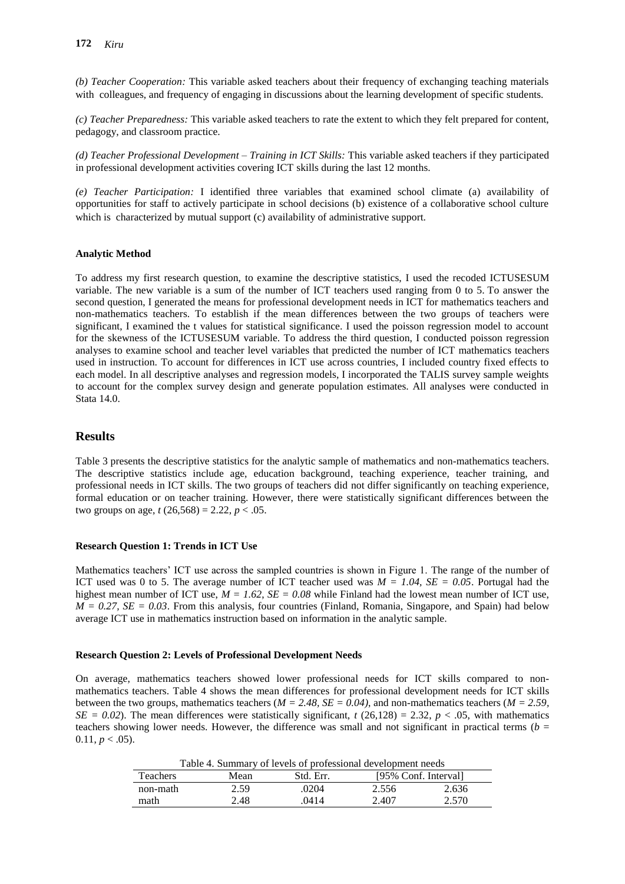*(b) Teacher Cooperation:* This variable asked teachers about their frequency of exchanging teaching materials with colleagues, and frequency of engaging in discussions about the learning development of specific students.

*(c) Teacher Preparedness:* This variable asked teachers to rate the extent to which they felt prepared for content, pedagogy, and classroom practice.

*(d) Teacher Professional Development – Training in ICT Skills:* This variable asked teachers if they participated in professional development activities covering ICT skills during the last 12 months.

*(e) Teacher Participation:* I identified three variables that examined school climate (a) availability of opportunities for staff to actively participate in school decisions (b) existence of a collaborative school culture which is characterized by mutual support (c) availability of administrative support.

**Analytic Method**

To address my first research question, to examine the descriptive statistics, I used the recoded ICTUSESUM variable. The new variable is a sum of the number of ICT teachers used ranging from 0 to 5. To answer the second question, I generated the means for professional development needs in ICT for mathematics teachers and non-mathematics teachers. To establish if the mean differences between the two groups of teachers were significant, I examined the t values for statistical significance. I used the poisson regression model to account for the skewness of the ICTUSESUM variable. To address the third question, I conducted poisson regression analyses to examine school and teacher level variables that predicted the number of ICT mathematics teachers used in instruction. To account for differences in ICT use across countries, I included country fixed effects to each model. In all descriptive analyses and regression models, I incorporated the TALIS survey sample weights to account for the complex survey design and generate population estimates. All analyses were conducted in Stata 14.0.

## Results

Table 3 presents the descriptive statistics for the analytic sample of mathematics and non-mathematics teachers. The descriptive statistics include age, education background, teaching experience, teacher training, and professional needs in ICT skills. The two groups of teachers did not differ significantly on teaching experience, formal education or on teacher training. However, there were statistically significant differences between the two groups on age, $t\ (26{,}568) = 2.22$, $p < .05$.

**Research Question 1: Trends in ICT Use**

Mathematics teachers' ICT use across the sampled countries is shown in Figure 1. The range of the number of ICT used was 0 to 5. The average number of ICT teacher used was $M = 1.04$, $SE = 0.05$. Portugal had the highest mean number of ICT use, $M = 1.62$, $SE = 0.08$ while Finland had the lowest mean number of ICT use, $M = 0.27$, $SE = 0.03$. From this analysis, four countries (Finland, Romania, Singapore, and Spain) had below average ICT use in mathematics instruction based on information in the analytic sample.

**Research Question 2: Levels of Professional Development Needs**

On average, mathematics teachers showed lower professional needs for ICT skills compared to non-mathematics teachers. Table 4 shows the mean differences for professional development needs for ICT skills between the two groups, mathematics teachers ($M = 2.48$, $SE = 0.04$), and non-mathematics teachers ($M = 2.59$, $SE = 0.02$). The mean differences were statistically significant, $t\ (26{,}128) = 2.32$, $p < .05$, with mathematics teachers showing lower needs. However, the difference was small and not significant in practical terms ($b = 0.11$, $p < .05$).

Table 4. Summary of levels of professional development needs

| Teachers | Mean | Std. Err. | [95% Conf. Interval] | |
|---|---|---|---|---|
| non-math | 2.59 | .0204 | 2.556 | 2.636 |
| math | 2.48 | .0414 | 2.407 | 2.570 |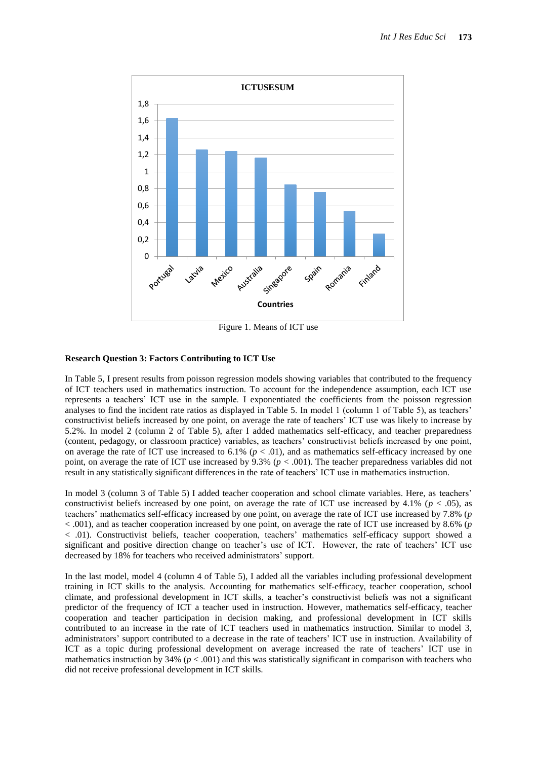Figure 1. Means of ICT use

**Research Question 3: Factors Contributing to ICT Use**

In Table 5, I present results from poisson regression models showing variables that contributed to the frequency of ICT teachers used in mathematics instruction. To account for the independence assumption, each ICT use represents a teachers' ICT use in the sample. I exponentiated the coefficients from the poisson regression analyses to find the incident rate ratios as displayed in Table 5. In model 1 (column 1 of Table 5), as teachers' constructivist beliefs increased by one point, on average the rate of teachers' ICT use was likely to increase by 5.2%. In model 2 (column 2 of Table 5), after I added mathematics self-efficacy, and teacher preparedness (content, pedagogy, or classroom practice) variables, as teachers' constructivist beliefs increased by one point, on average the rate of ICT use increased to 6.1% ($p < .01$), and as mathematics self-efficacy increased by one point, on average the rate of ICT use increased by 9.3% ($p < .001$). The teacher preparedness variables did not result in any statistically significant differences in the rate of teachers' ICT use in mathematics instruction.

In model 3 (column 3 of Table 5) I added teacher cooperation and school climate variables. Here, as teachers' constructivist beliefs increased by one point, on average the rate of ICT use increased by 4.1% ($p < .05$), as teachers' mathematics self-efficacy increased by one point, on average the rate of ICT use increased by 7.8% ($p < .001$), and as teacher cooperation increased by one point, on average the rate of ICT use increased by 8.6% ($p < .01$). Constructivist beliefs, teacher cooperation, teachers' mathematics self-efficacy support showed a significant and positive direction change on teacher's use of ICT. However, the rate of teachers' ICT use decreased by 18% for teachers who received administrators' support.

In the last model, model 4 (column 4 of Table 5), I added all the variables including professional development training in ICT skills to the analysis. Accounting for mathematics self-efficacy, teacher cooperation, school climate, and professional development in ICT skills, a teacher's constructivist beliefs was not a significant predictor of the frequency of ICT a teacher used in instruction. However, mathematics self-efficacy, teacher cooperation and teacher participation in decision making, and professional development in ICT skills contributed to an increase in the rate of ICT teachers used in mathematics instruction. Similar to model 3, administrators' support contributed to a decrease in the rate of teachers' ICT use in instruction. Availability of ICT as a topic during professional development on average increased the rate of teachers' ICT use in mathematics instruction by 34% ($p < .001$) and this was statistically significant in comparison with teachers who did not receive professional development in ICT skills.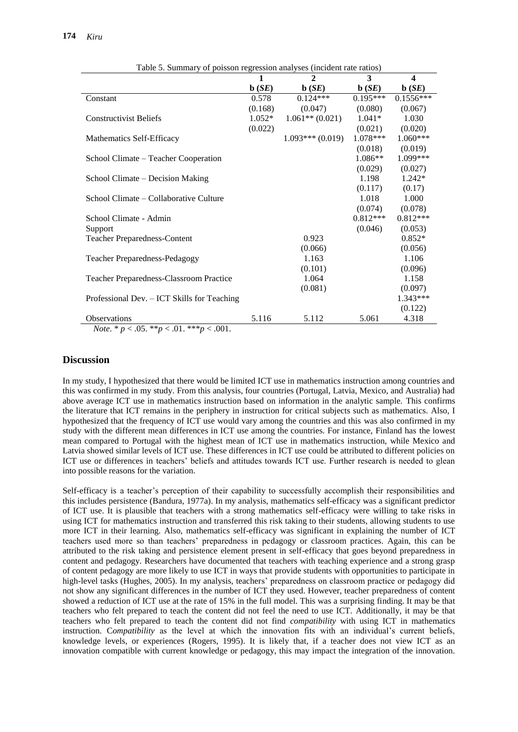Table 5. Summary of poisson regression analyses (incident rate ratios)

| | 1 | 2 | 3 | 4 |
|---|---|---|---|---|
| | **b** (*SE*) | **b** (*SE*) | **b** (*SE*) | **b** (*SE*) |
| Constant | 0.578 | 0.124*** | 0.195*** | 0.1556*** |
| | (0.168) | (0.047) | (0.080) | (0.067) |
| Constructivist Beliefs | 1.052* | 1.061** (0.021) | 1.041* | 1.030 |
| | (0.022) | | (0.021) | (0.020) |
| Mathematics Self-Efficacy | | 1.093*** (0.019) | 1.078*** | 1.060*** |
| | | | (0.018) | (0.019) |
| School Climate – Teacher Cooperation | | | 1.086** | 1.099*** |
| | | | (0.029) | (0.027) |
| School Climate – Decision Making | | | 1.198 | 1.242* |
| | | | (0.117) | (0.17) |
| School Climate – Collaborative Culture | | | 1.018 | 1.000 |
| | | | (0.074) | (0.078) |
| School Climate - Admin Support | | | 0.812*** | 0.812*** |
| | | | (0.046) | (0.053) |
| Teacher Preparedness-Content | | 0.923 | | 0.852* |
| | | (0.066) | | (0.056) |
| Teacher Preparedness-Pedagogy | | 1.163 | | 1.106 |
| | | (0.101) | | (0.096) |
| Teacher Preparedness-Classroom Practice | | 1.064 | | 1.158 |
| | | (0.081) | | (0.097) |
| Professional Dev. – ICT Skills for Teaching | | | | 1.343*** |
| | | | | (0.122) |
| Observations | 5.116 | 5.112 | 5.061 | 4.318 |

*Note*. * $p < .05$. ** $p < .01$. *** $p < .001$.

## Discussion

In my study, I hypothesized that there would be limited ICT use in mathematics instruction among countries and this was confirmed in my study. From this analysis, four countries (Portugal, Latvia, Mexico, and Australia) had above average ICT use in mathematics instruction based on information in the analytic sample. This confirms the literature that ICT remains in the periphery in instruction for critical subjects such as mathematics. Also, I hypothesized that the frequency of ICT use would vary among the countries and this was also confirmed in my study with the different mean differences in ICT use among the countries. For instance, Finland has the lowest mean compared to Portugal with the highest mean of ICT use in mathematics instruction, while Mexico and Latvia showed similar levels of ICT use. These differences in ICT use could be attributed to different policies on ICT use or differences in teachers' beliefs and attitudes towards ICT use. Further research is needed to glean into possible reasons for the variation.

Self-efficacy is a teacher's perception of their capability to successfully accomplish their responsibilities and this includes persistence (Bandura, 1977a). In my analysis, mathematics self-efficacy was a significant predictor of ICT use. It is plausible that teachers with a strong mathematics self-efficacy were willing to take risks in using ICT for mathematics instruction and transferred this risk taking to their students, allowing students to use more ICT in their learning. Also, mathematics self-efficacy was significant in explaining the number of ICT teachers used more so than teachers' preparedness in pedagogy or classroom practices. Again, this can be attributed to the risk taking and persistence element present in self-efficacy that goes beyond preparedness in content and pedagogy. Researchers have documented that teachers with teaching experience and a strong grasp of content pedagogy are more likely to use ICT in ways that provide students with opportunities to participate in high-level tasks (Hughes, 2005). In my analysis, teachers' preparedness on classroom practice or pedagogy did not show any significant differences in the number of ICT they used. However, teacher preparedness of content showed a reduction of ICT use at the rate of 15% in the full model. This was a surprising finding. It may be that teachers who felt prepared to teach the content did not feel the need to use ICT. Additionally, it may be that teachers who felt prepared to teach the content did not find *compatibility* with using ICT in mathematics instruction. C*ompatibility* as the level at which the innovation fits with an individual's current beliefs, knowledge levels, or experiences (Rogers, 1995). It is likely that, if a teacher does not view ICT as an innovation compatible with current knowledge or pedagogy, this may impact the integration of the innovation.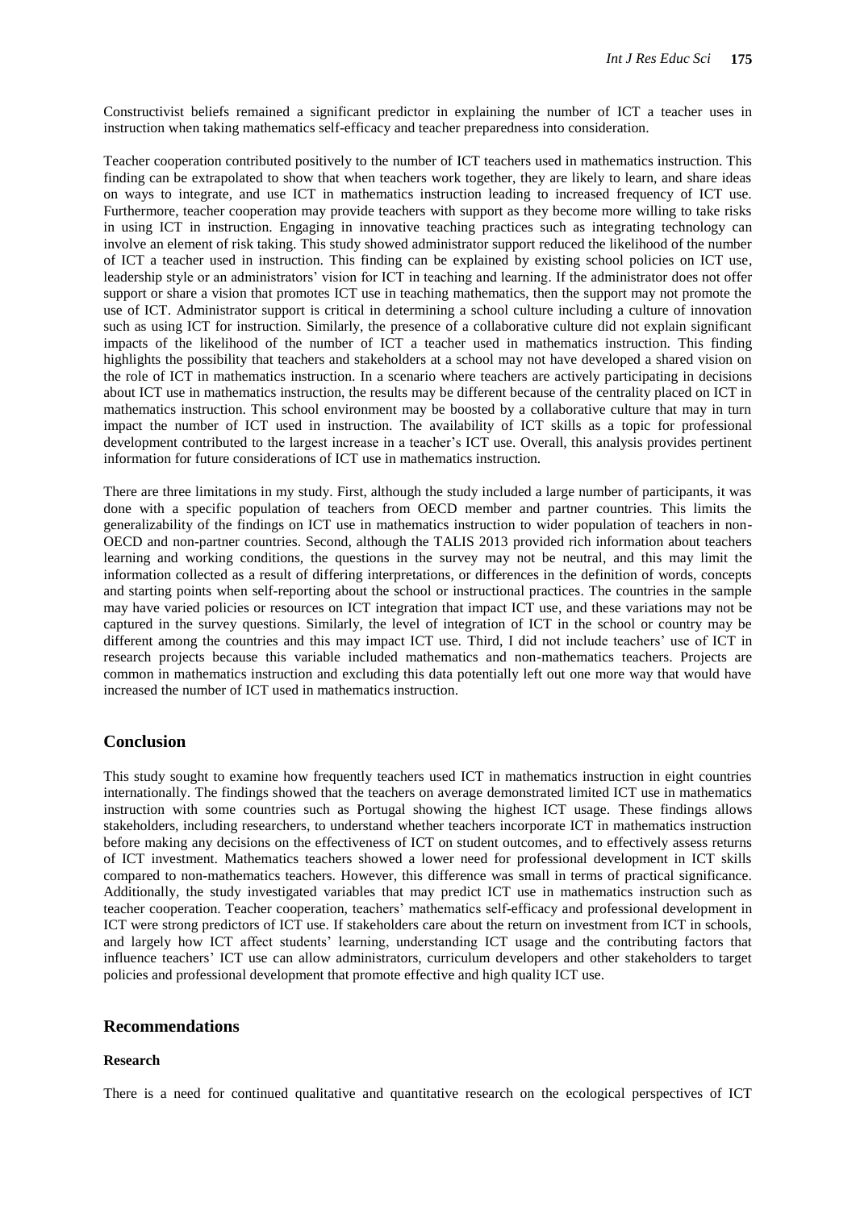Constructivist beliefs remained a significant predictor in explaining the number of ICT a teacher uses in instruction when taking mathematics self-efficacy and teacher preparedness into consideration.

Teacher cooperation contributed positively to the number of ICT teachers used in mathematics instruction. This finding can be extrapolated to show that when teachers work together, they are likely to learn, and share ideas on ways to integrate, and use ICT in mathematics instruction leading to increased frequency of ICT use. Furthermore, teacher cooperation may provide teachers with support as they become more willing to take risks in using ICT in instruction. Engaging in innovative teaching practices such as integrating technology can involve an element of risk taking. This study showed administrator support reduced the likelihood of the number of ICT a teacher used in instruction. This finding can be explained by existing school policies on ICT use, leadership style or an administrators' vision for ICT in teaching and learning. If the administrator does not offer support or share a vision that promotes ICT use in teaching mathematics, then the support may not promote the use of ICT. Administrator support is critical in determining a school culture including a culture of innovation such as using ICT for instruction. Similarly, the presence of a collaborative culture did not explain significant impacts of the likelihood of the number of ICT a teacher used in mathematics instruction. This finding highlights the possibility that teachers and stakeholders at a school may not have developed a shared vision on the role of ICT in mathematics instruction. In a scenario where teachers are actively participating in decisions about ICT use in mathematics instruction, the results may be different because of the centrality placed on ICT in mathematics instruction. This school environment may be boosted by a collaborative culture that may in turn impact the number of ICT used in instruction. The availability of ICT skills as a topic for professional development contributed to the largest increase in a teacher's ICT use. Overall, this analysis provides pertinent information for future considerations of ICT use in mathematics instruction.

There are three limitations in my study. First, although the study included a large number of participants, it was done with a specific population of teachers from OECD member and partner countries. This limits the generalizability of the findings on ICT use in mathematics instruction to wider population of teachers in non-OECD and non-partner countries. Second, although the TALIS 2013 provided rich information about teachers learning and working conditions, the questions in the survey may not be neutral, and this may limit the information collected as a result of differing interpretations, or differences in the definition of words, concepts and starting points when self-reporting about the school or instructional practices. The countries in the sample may have varied policies or resources on ICT integration that impact ICT use, and these variations may not be captured in the survey questions. Similarly, the level of integration of ICT in the school or country may be different among the countries and this may impact ICT use. Third, I did not include teachers' use of ICT in research projects because this variable included mathematics and non-mathematics teachers. Projects are common in mathematics instruction and excluding this data potentially left out one more way that would have increased the number of ICT used in mathematics instruction.

## Conclusion

This study sought to examine how frequently teachers used ICT in mathematics instruction in eight countries internationally. The findings showed that the teachers on average demonstrated limited ICT use in mathematics instruction with some countries such as Portugal showing the highest ICT usage. These findings allows stakeholders, including researchers, to understand whether teachers incorporate ICT in mathematics instruction before making any decisions on the effectiveness of ICT on student outcomes, and to effectively assess returns of ICT investment. Mathematics teachers showed a lower need for professional development in ICT skills compared to non-mathematics teachers. However, this difference was small in terms of practical significance. Additionally, the study investigated variables that may predict ICT use in mathematics instruction such as teacher cooperation. Teacher cooperation, teachers' mathematics self-efficacy and professional development in ICT were strong predictors of ICT use. If stakeholders care about the return on investment from ICT in schools, and largely how ICT affect students' learning, understanding ICT usage and the contributing factors that influence teachers' ICT use can allow administrators, curriculum developers and other stakeholders to target policies and professional development that promote effective and high quality ICT use.

## Recommendations

### Research

There is a need for continued qualitative and quantitative research on the ecological perspectives of ICT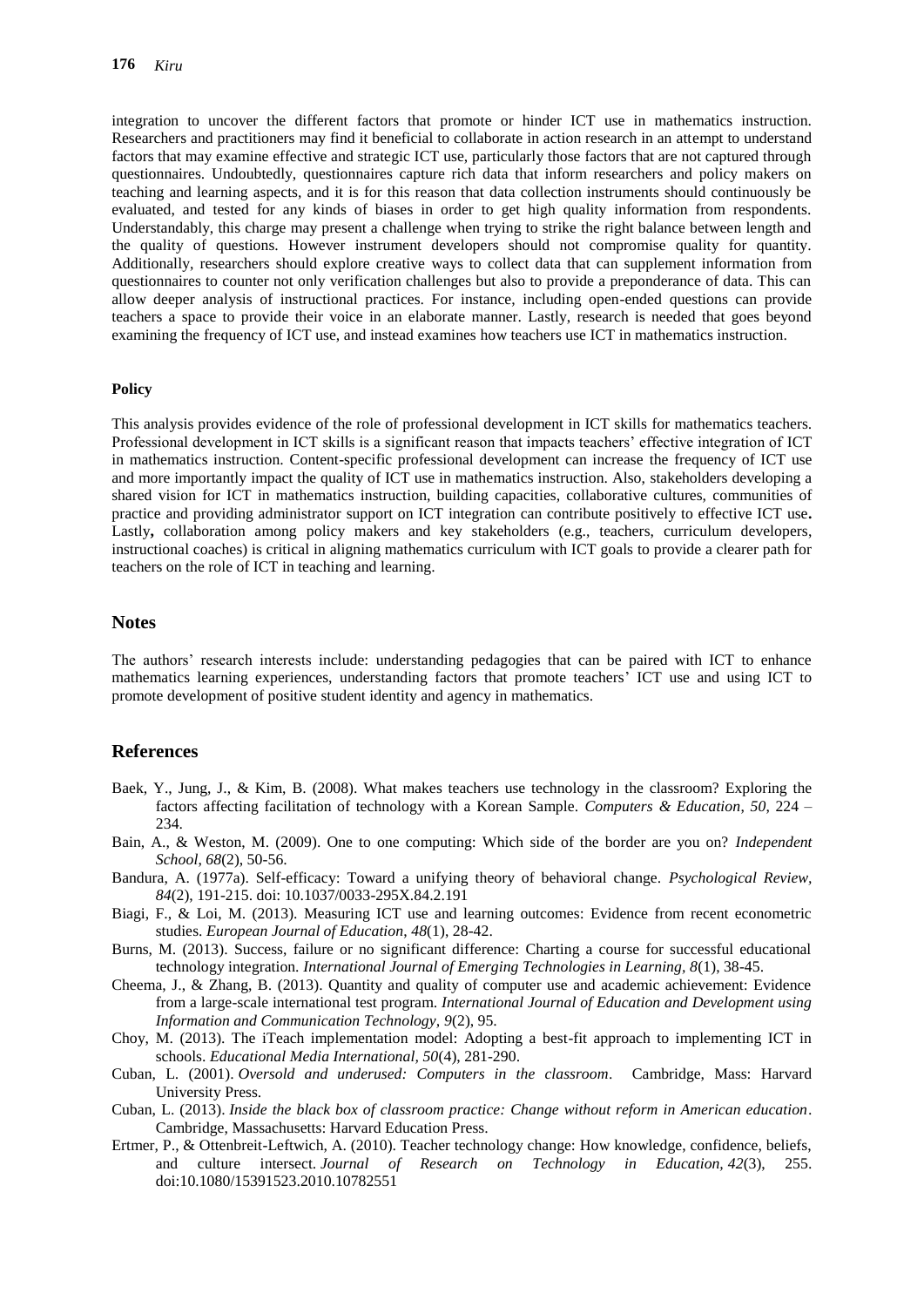integration to uncover the different factors that promote or hinder ICT use in mathematics instruction. Researchers and practitioners may find it beneficial to collaborate in action research in an attempt to understand factors that may examine effective and strategic ICT use, particularly those factors that are not captured through questionnaires. Undoubtedly, questionnaires capture rich data that inform researchers and policy makers on teaching and learning aspects, and it is for this reason that data collection instruments should continuously be evaluated, and tested for any kinds of biases in order to get high quality information from respondents. Understandably, this charge may present a challenge when trying to strike the right balance between length and the quality of questions. However instrument developers should not compromise quality for quantity. Additionally, researchers should explore creative ways to collect data that can supplement information from questionnaires to counter not only verification challenges but also to provide a preponderance of data. This can allow deeper analysis of instructional practices. For instance, including open-ended questions can provide teachers a space to provide their voice in an elaborate manner. Lastly, research is needed that goes beyond examining the frequency of ICT use, and instead examines how teachers use ICT in mathematics instruction.

**Policy**

This analysis provides evidence of the role of professional development in ICT skills for mathematics teachers. Professional development in ICT skills is a significant reason that impacts teachers' effective integration of ICT in mathematics instruction. Content-specific professional development can increase the frequency of ICT use and more importantly impact the quality of ICT use in mathematics instruction. Also, stakeholders developing a shared vision for ICT in mathematics instruction, building capacities, collaborative cultures, communities of practice and providing administrator support on ICT integration can contribute positively to effective ICT use**.** Lastly**,** collaboration among policy makers and key stakeholders (e.g., teachers, curriculum developers, instructional coaches) is critical in aligning mathematics curriculum with ICT goals to provide a clearer path for teachers on the role of ICT in teaching and learning.

## Notes

The authors' research interests include: understanding pedagogies that can be paired with ICT to enhance mathematics learning experiences, understanding factors that promote teachers' ICT use and using ICT to promote development of positive student identity and agency in mathematics.

## References

Baek, Y., Jung, J., & Kim, B. (2008). What makes teachers use technology in the classroom? Exploring the factors affecting facilitation of technology with a Korean Sample. *Computers & Education, 50*, 224 – 234.

Bain, A., & Weston, M. (2009). One to one computing: Which side of the border are you on? *Independent School*, *68*(2), 50-56.

Bandura, A. (1977a). Self-efficacy: Toward a unifying theory of behavioral change. *Psychological Review, 84*(2), 191-215. doi: 10.1037/0033-295X.84.2.191

Biagi, F., & Loi, M. (2013). Measuring ICT use and learning outcomes: Evidence from recent econometric studies. *European Journal of Education*, *48*(1), 28-42.

Burns, M. (2013). Success, failure or no significant difference: Charting a course for successful educational technology integration. *International Journal of Emerging Technologies in Learning, 8*(1), 38-45.

Cheema, J., & Zhang, B. (2013). Quantity and quality of computer use and academic achievement: Evidence from a large-scale international test program. *International Journal of Education and Development using Information and Communication Technology*, *9*(2), 95.

Choy, M. (2013). The iTeach implementation model: Adopting a best-fit approach to implementing ICT in schools. *Educational Media International, 50*(4), 281-290.

Cuban, L. (2001). *Oversold and underused: Computers in the classroom*. Cambridge, Mass: Harvard University Press.

Cuban, L. (2013). *Inside the black box of classroom practice: Change without reform in American education*. Cambridge, Massachusetts: Harvard Education Press.

Ertmer, P., & Ottenbreit-Leftwich, A. (2010). Teacher technology change: How knowledge, confidence, beliefs, and culture intersect. *Journal of Research on Technology in Education, 42*(3), 255. doi:10.1080/15391523.2010.10782551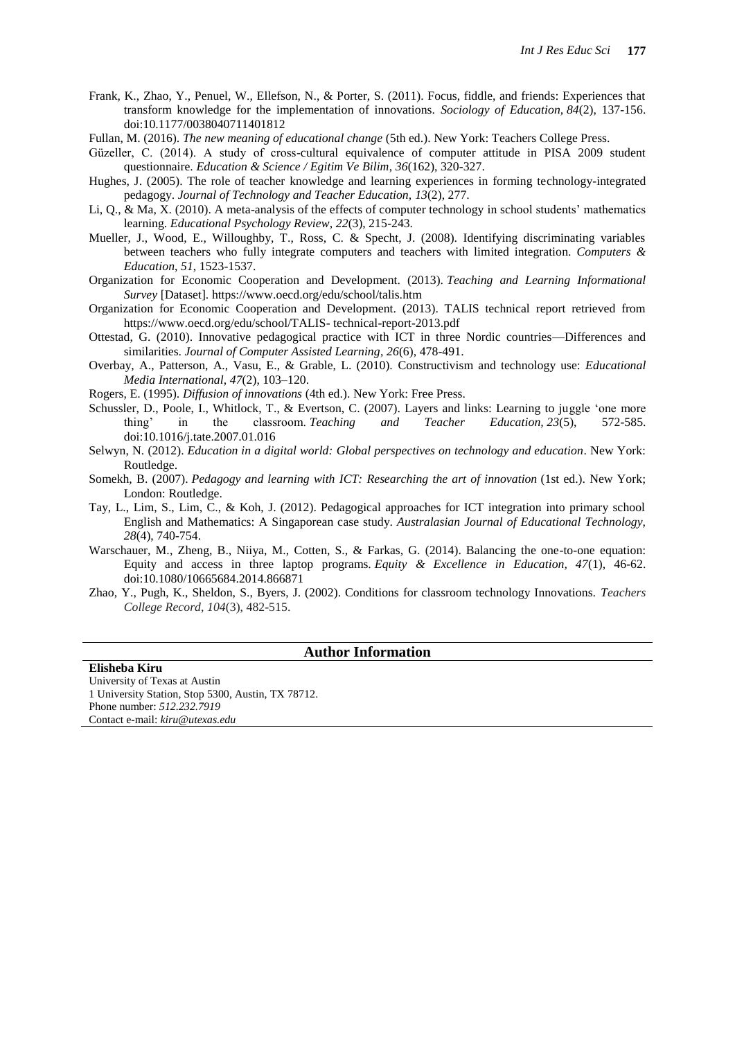Frank, K., Zhao, Y., Penuel, W., Ellefson, N., & Porter, S. (2011). Focus, fiddle, and friends: Experiences that transform knowledge for the implementation of innovations. *Sociology of Education, 84*(2), 137-156. doi:10.1177/0038040711401812

Fullan, M. (2016). *The new meaning of educational change* (5th ed.). New York: Teachers College Press.

Güzeller, C. (2014). A study of cross-cultural equivalence of computer attitude in PISA 2009 student questionnaire. *Education & Science / Egitim Ve Bilim*, *36*(162), 320-327.

Hughes, J. (2005). The role of teacher knowledge and learning experiences in forming technology-integrated pedagogy. *Journal of Technology and Teacher Education, 13*(2), 277.

Li, Q., & Ma, X. (2010). A meta-analysis of the effects of computer technology in school students' mathematics learning. *Educational Psychology Review*, *22*(3), 215-243.

Mueller, J., Wood, E., Willoughby, T., Ross, C. & Specht, J. (2008). Identifying discriminating variables between teachers who fully integrate computers and teachers with limited integration. *Computers & Education*, *51*, 1523-1537.

Organization for Economic Cooperation and Development. (2013). *Teaching and Learning Informational Survey* [Dataset]. https://www.oecd.org/edu/school/talis.htm

Organization for Economic Cooperation and Development. (2013). TALIS technical report retrieved from https://www.oecd.org/edu/school/TALIS- technical-report-2013.pdf

Ottestad, G. (2010). Innovative pedagogical practice with ICT in three Nordic countries—Differences and similarities. *Journal of Computer Assisted Learning*, *26*(6), 478-491.

Overbay, A., Patterson, A., Vasu, E., & Grable, L. (2010). Constructivism and technology use: *Educational Media International*, *47*(2), 103–120.

Rogers, E. (1995). *Diffusion of innovations* (4th ed.). New York: Free Press.

Schussler, D., Poole, I., Whitlock, T., & Evertson, C. (2007). Layers and links: Learning to juggle 'one more thing' in the classroom. *Teaching and Teacher Education*, *23*(5), 572-585. doi:10.1016/j.tate.2007.01.016

Selwyn, N. (2012). *Education in a digital world: Global perspectives on technology and education*. New York: Routledge.

Somekh, B. (2007). *Pedagogy and learning with ICT: Researching the art of innovation* (1st ed.). New York; London: Routledge.

Tay, L., Lim, S., Lim, C., & Koh, J. (2012). Pedagogical approaches for ICT integration into primary school English and Mathematics: A Singaporean case study. *Australasian Journal of Educational Technology, 28*(4), 740-754.

Warschauer, M., Zheng, B., Niiya, M., Cotten, S., & Farkas, G. (2014). Balancing the one-to-one equation: Equity and access in three laptop programs. *Equity & Excellence in Education, 47*(1), 46-62. doi:10.1080/10665684.2014.866871

Zhao, Y., Pugh, K., Sheldon, S., Byers, J. (2002). Conditions for classroom technology Innovations. *Teachers College Record*, *104*(3), 482-515.

## Author Information

**Elisheba Kiru**
University of Texas at Austin
1 University Station, Stop 5300, Austin, TX 78712.
Phone number: *512.232.7919*
Contact e-mail: *kiru@utexas.edu*